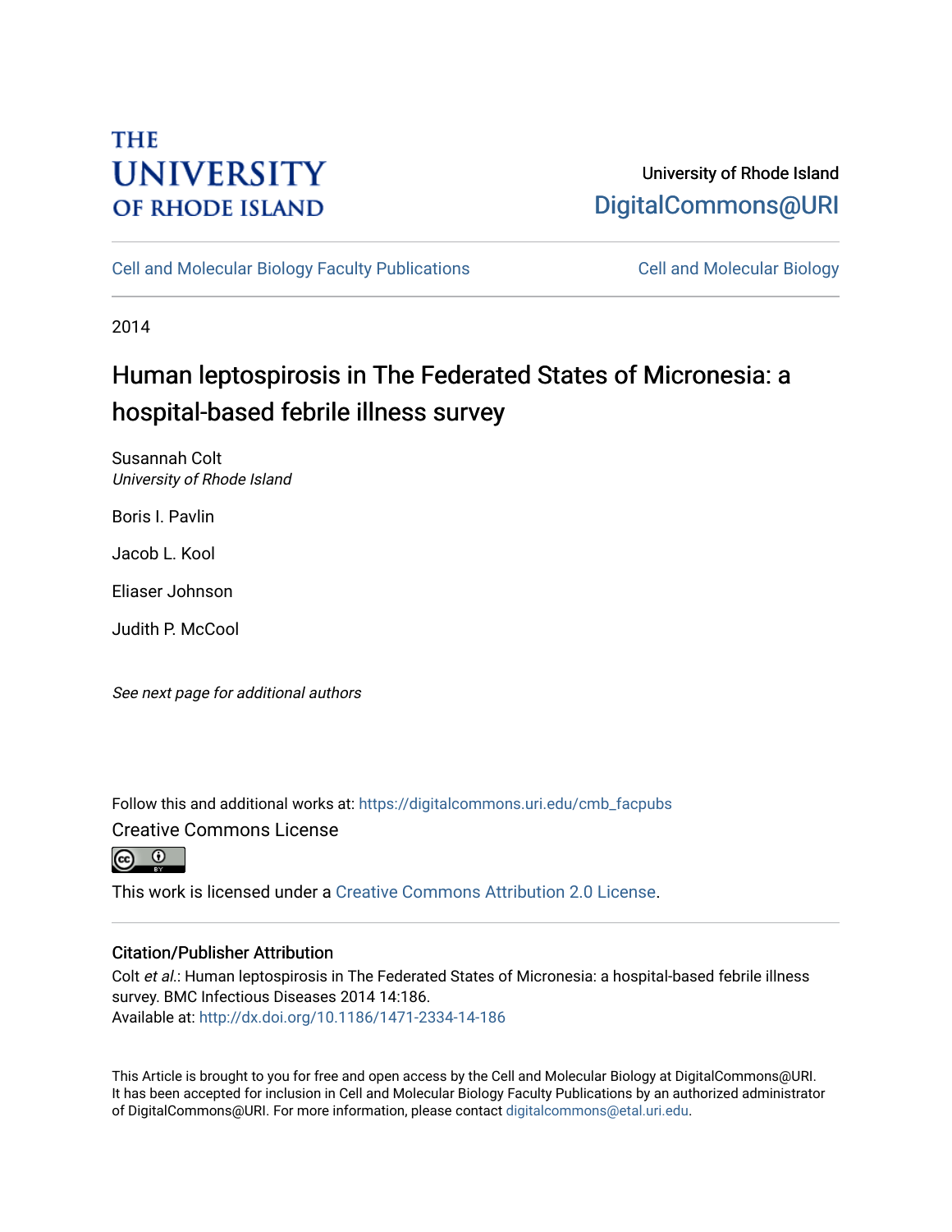THE UNIVERSITY OF RHODE ISLAND

University of Rhode Island
DigitalCommons@URI

Cell and Molecular Biology Faculty Publications | Cell and Molecular Biology

2014

# Human leptospirosis in The Federated States of Micronesia: a hospital-based febrile illness survey

Susannah Colt
*University of Rhode Island*

Boris I. Pavlin

Jacob L. Kool

Eliaser Johnson

Judith P. McCool

*See next page for additional authors*

Follow this and additional works at: https://digitalcommons.uri.edu/cmb_facpubs

Creative Commons License

This work is licensed under a Creative Commons Attribution 2.0 License.

## Citation/Publisher Attribution

Colt *et al.*: Human leptospirosis in The Federated States of Micronesia: a hospital-based febrile illness survey. BMC Infectious Diseases 2014 14:186.
Available at: http://dx.doi.org/10.1186/1471-2334-14-186

This Article is brought to you for free and open access by the Cell and Molecular Biology at DigitalCommons@URI. It has been accepted for inclusion in Cell and Molecular Biology Faculty Publications by an authorized administrator of DigitalCommons@URI. For more information, please contact digitalcommons@etal.uri.edu.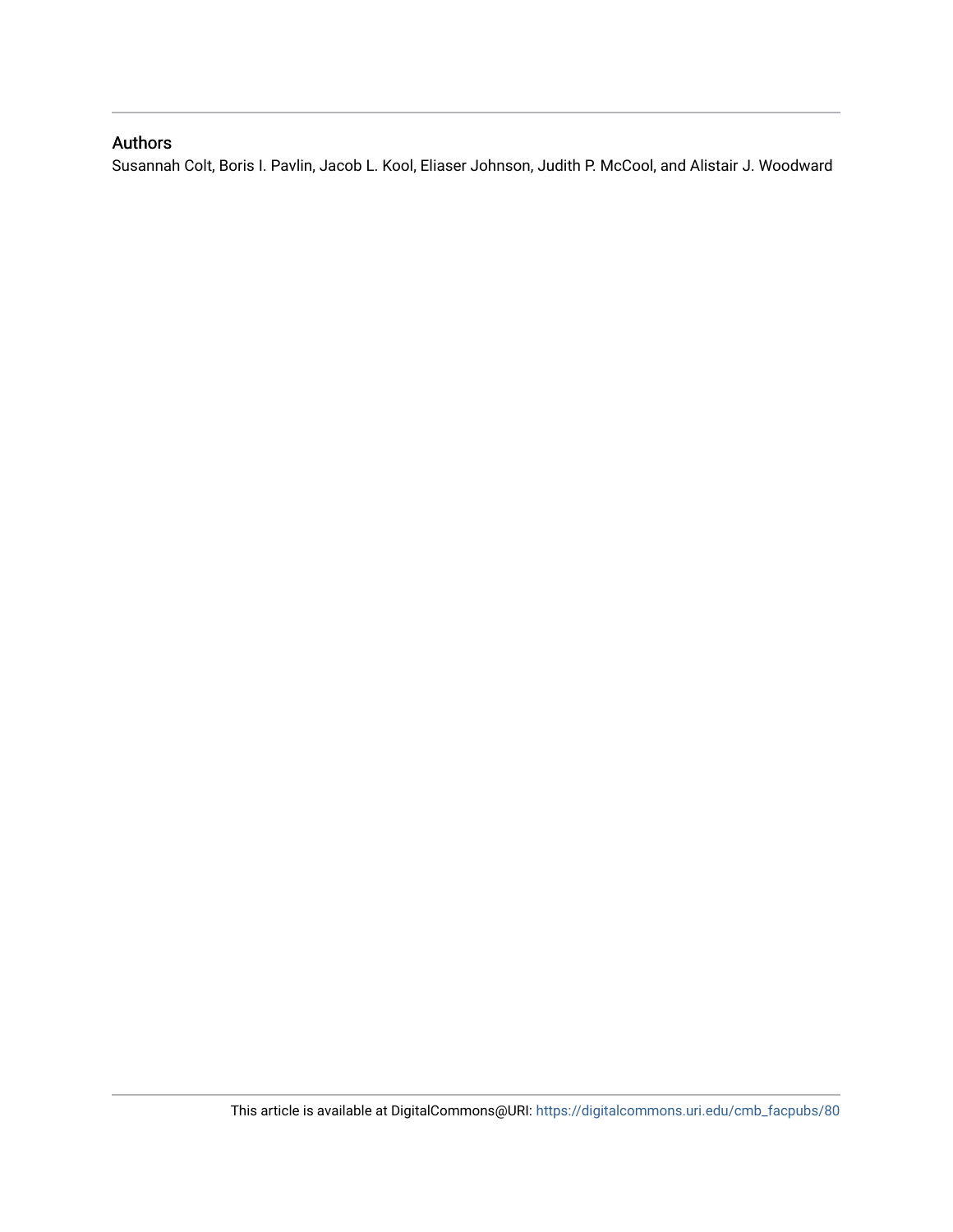## Authors

Susannah Colt, Boris I. Pavlin, Jacob L. Kool, Eliaser Johnson, Judith P. McCool, and Alistair J. Woodward

This article is available at DigitalCommons@URI: https://digitalcommons.uri.edu/cmb_facpubs/80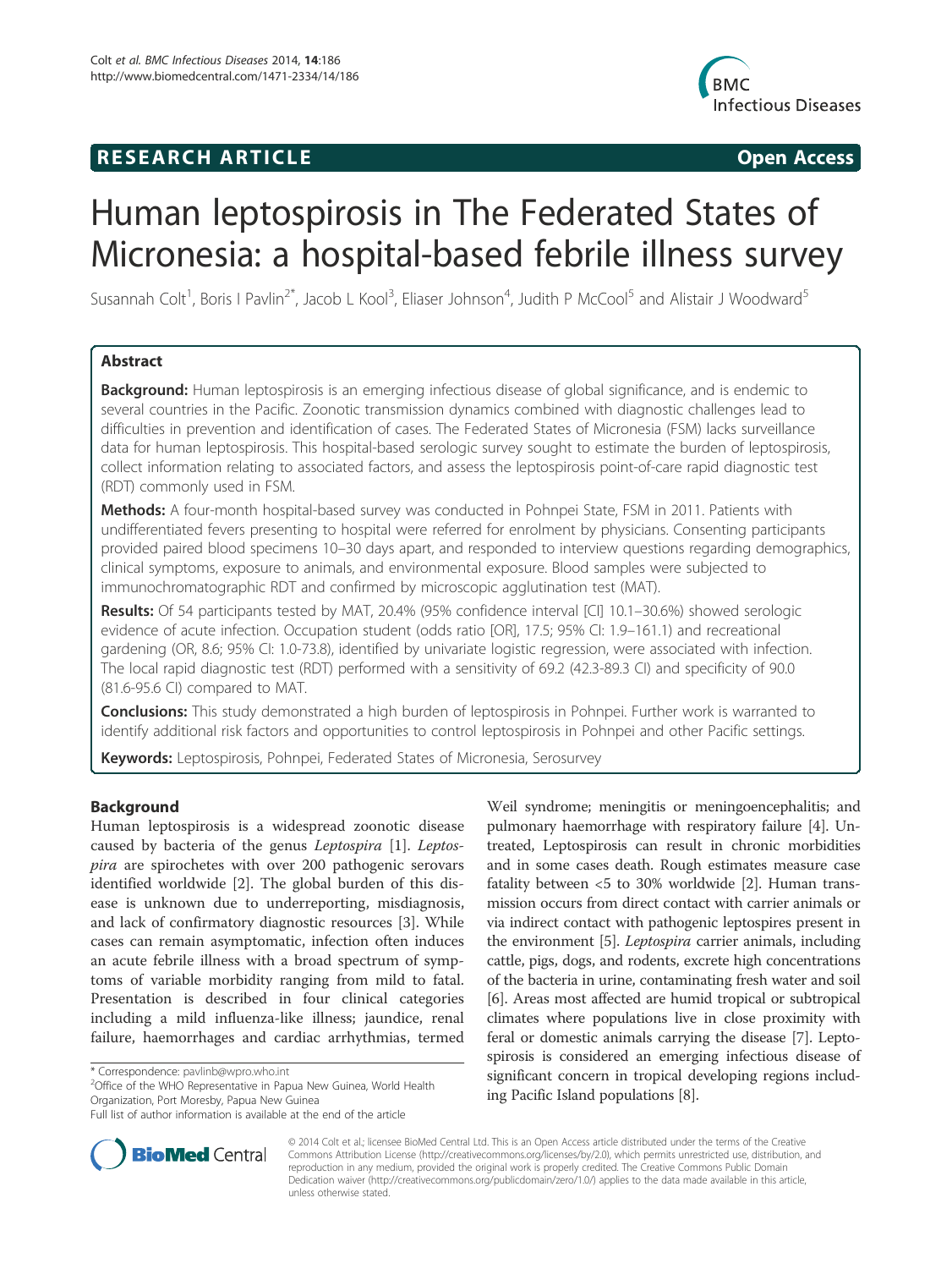# Human leptospirosis in The Federated States of Micronesia: a hospital-based febrile illness survey

Susannah Colt[1], Boris I Pavlin[2*], Jacob L Kool[3], Eliaser Johnson[4], Judith P McCool[5] and Alistair J Woodward[5]

## Abstract

**Background:** Human leptospirosis is an emerging infectious disease of global significance, and is endemic to several countries in the Pacific. Zoonotic transmission dynamics combined with diagnostic challenges lead to difficulties in prevention and identification of cases. The Federated States of Micronesia (FSM) lacks surveillance data for human leptospirosis. This hospital-based serologic survey sought to estimate the burden of leptospirosis, collect information relating to associated factors, and assess the leptospirosis point-of-care rapid diagnostic test (RDT) commonly used in FSM.

**Methods:** A four-month hospital-based survey was conducted in Pohnpei State, FSM in 2011. Patients with undifferentiated fevers presenting to hospital were referred for enrolment by physicians. Consenting participants provided paired blood specimens 10–30 days apart, and responded to interview questions regarding demographics, clinical symptoms, exposure to animals, and environmental exposure. Blood samples were subjected to immunochromatographic RDT and confirmed by microscopic agglutination test (MAT).

**Results:** Of 54 participants tested by MAT, 20.4% (95% confidence interval [CI] 10.1–30.6%) showed serologic evidence of acute infection. Occupation student (odds ratio [OR], 17.5; 95% CI: 1.9–161.1) and recreational gardening (OR, 8.6; 95% CI: 1.0-73.8), identified by univariate logistic regression, were associated with infection. The local rapid diagnostic test (RDT) performed with a sensitivity of 69.2 (42.3-89.3 CI) and specificity of 90.0 (81.6-95.6 CI) compared to MAT.

**Conclusions:** This study demonstrated a high burden of leptospirosis in Pohnpei. Further work is warranted to identify additional risk factors and opportunities to control leptospirosis in Pohnpei and other Pacific settings.

**Keywords:** Leptospirosis, Pohnpei, Federated States of Micronesia, Serosurvey

## Background

Human leptospirosis is a widespread zoonotic disease caused by bacteria of the genus *Leptospira* [1]. *Leptospira* are spirochetes with over 200 pathogenic serovars identified worldwide [2]. The global burden of this disease is unknown due to underreporting, misdiagnosis, and lack of confirmatory diagnostic resources [3]. While cases can remain asymptomatic, infection often induces an acute febrile illness with a broad spectrum of symptoms of variable morbidity ranging from mild to fatal. Presentation is described in four clinical categories including a mild influenza-like illness; jaundice, renal failure, haemorrhages and cardiac arrhythmias, termed Weil syndrome; meningitis or meningoencephalitis; and pulmonary haemorrhage with respiratory failure [4]. Untreated, Leptospirosis can result in chronic morbidities and in some cases death. Rough estimates measure case fatality between <5 to 30% worldwide [2]. Human transmission occurs from direct contact with carrier animals or via indirect contact with pathogenic leptospires present in the environment [5]. *Leptospira* carrier animals, including cattle, pigs, dogs, and rodents, excrete high concentrations of the bacteria in urine, contaminating fresh water and soil [6]. Areas most affected are humid tropical or subtropical climates where populations live in close proximity with feral or domestic animals carrying the disease [7]. Leptospirosis is considered an emerging infectious disease of significant concern in tropical developing regions including Pacific Island populations [8].

\* Correspondence: pavlinb@wpro.who.int
[2]Office of the WHO Representative in Papua New Guinea, World Health Organization, Port Moresby, Papua New Guinea
Full list of author information is available at the end of the article

© 2014 Colt et al.; licensee BioMed Central Ltd. This is an Open Access article distributed under the terms of the Creative Commons Attribution License (http://creativecommons.org/licenses/by/2.0), which permits unrestricted use, distribution, and reproduction in any medium, provided the original work is properly credited. The Creative Commons Public Domain Dedication waiver (http://creativecommons.org/publicdomain/zero/1.0/) applies to the data made available in this article, unless otherwise stated.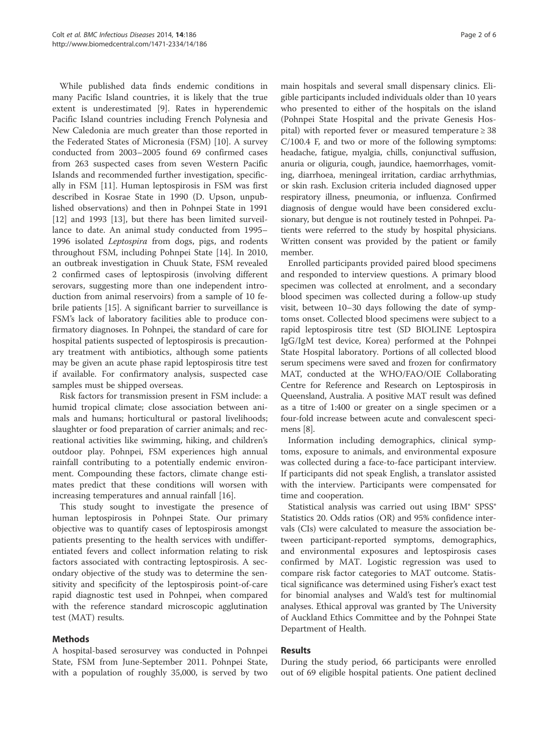While published data finds endemic conditions in many Pacific Island countries, it is likely that the true extent is underestimated [9]. Rates in hyperendemic Pacific Island countries including French Polynesia and New Caledonia are much greater than those reported in the Federated States of Micronesia (FSM) [10]. A survey conducted from 2003–2005 found 69 confirmed cases from 263 suspected cases from seven Western Pacific Islands and recommended further investigation, specifically in FSM [11]. Human leptospirosis in FSM was first described in Kosrae State in 1990 (D. Upson, unpublished observations) and then in Pohnpei State in 1991 [12] and 1993 [13], but there has been limited surveillance to date. An animal study conducted from 1995–1996 isolated *Leptospira* from dogs, pigs, and rodents throughout FSM, including Pohnpei State [14]. In 2010, an outbreak investigation in Chuuk State, FSM revealed 2 confirmed cases of leptospirosis (involving different serovars, suggesting more than one independent introduction from animal reservoirs) from a sample of 10 febrile patients [15]. A significant barrier to surveillance is FSM's lack of laboratory facilities able to produce confirmatory diagnoses. In Pohnpei, the standard of care for hospital patients suspected of leptospirosis is precautionary treatment with antibiotics, although some patients may be given an acute phase rapid leptospirosis titre test if available. For confirmatory analysis, suspected case samples must be shipped overseas.

Risk factors for transmission present in FSM include: a humid tropical climate; close association between animals and humans; horticultural or pastoral livelihoods; slaughter or food preparation of carrier animals; and recreational activities like swimming, hiking, and children's outdoor play. Pohnpei, FSM experiences high annual rainfall contributing to a potentially endemic environment. Compounding these factors, climate change estimates predict that these conditions will worsen with increasing temperatures and annual rainfall [16].

This study sought to investigate the presence of human leptospirosis in Pohnpei State. Our primary objective was to quantify cases of leptospirosis amongst patients presenting to the health services with undifferentiated fevers and collect information relating to risk factors associated with contracting leptospirosis. A secondary objective of the study was to determine the sensitivity and specificity of the leptospirosis point-of-care rapid diagnostic test used in Pohnpei, when compared with the reference standard microscopic agglutination test (MAT) results.

## Methods

A hospital-based serosurvey was conducted in Pohnpei State, FSM from June-September 2011. Pohnpei State, with a population of roughly 35,000, is served by two main hospitals and several small dispensary clinics. Eligible participants included individuals older than 10 years who presented to either of the hospitals on the island (Pohnpei State Hospital and the private Genesis Hospital) with reported fever or measured temperature ≥ 38 C/100.4 F, and two or more of the following symptoms: headache, fatigue, myalgia, chills, conjunctival suffusion, anuria or oliguria, cough, jaundice, haemorrhages, vomiting, diarrhoea, meningeal irritation, cardiac arrhythmias, or skin rash. Exclusion criteria included diagnosed upper respiratory illness, pneumonia, or influenza. Confirmed diagnosis of dengue would have been considered exclusionary, but dengue is not routinely tested in Pohnpei. Patients were referred to the study by hospital physicians. Written consent was provided by the patient or family member.

Enrolled participants provided paired blood specimens and responded to interview questions. A primary blood specimen was collected at enrolment, and a secondary blood specimen was collected during a follow-up study visit, between 10–30 days following the date of symptoms onset. Collected blood specimens were subject to a rapid leptospirosis titre test (SD BIOLINE Leptospira IgG/IgM test device, Korea) performed at the Pohnpei State Hospital laboratory. Portions of all collected blood serum specimens were saved and frozen for confirmatory MAT, conducted at the WHO/FAO/OIE Collaborating Centre for Reference and Research on Leptospirosis in Queensland, Australia. A positive MAT result was defined as a titre of 1:400 or greater on a single specimen or a four-fold increase between acute and convalescent specimens [8].

Information including demographics, clinical symptoms, exposure to animals, and environmental exposure was collected during a face-to-face participant interview. If participants did not speak English, a translator assisted with the interview. Participants were compensated for time and cooperation.

Statistical analysis was carried out using IBM® SPSS® Statistics 20. Odds ratios (OR) and 95% confidence intervals (CIs) were calculated to measure the association between participant-reported symptoms, demographics, and environmental exposures and leptospirosis cases confirmed by MAT. Logistic regression was used to compare risk factor categories to MAT outcome. Statistical significance was determined using Fisher's exact test for binomial analyses and Wald's test for multinomial analyses. Ethical approval was granted by The University of Auckland Ethics Committee and by the Pohnpei State Department of Health.

## Results

During the study period, 66 participants were enrolled out of 69 eligible hospital patients. One patient declined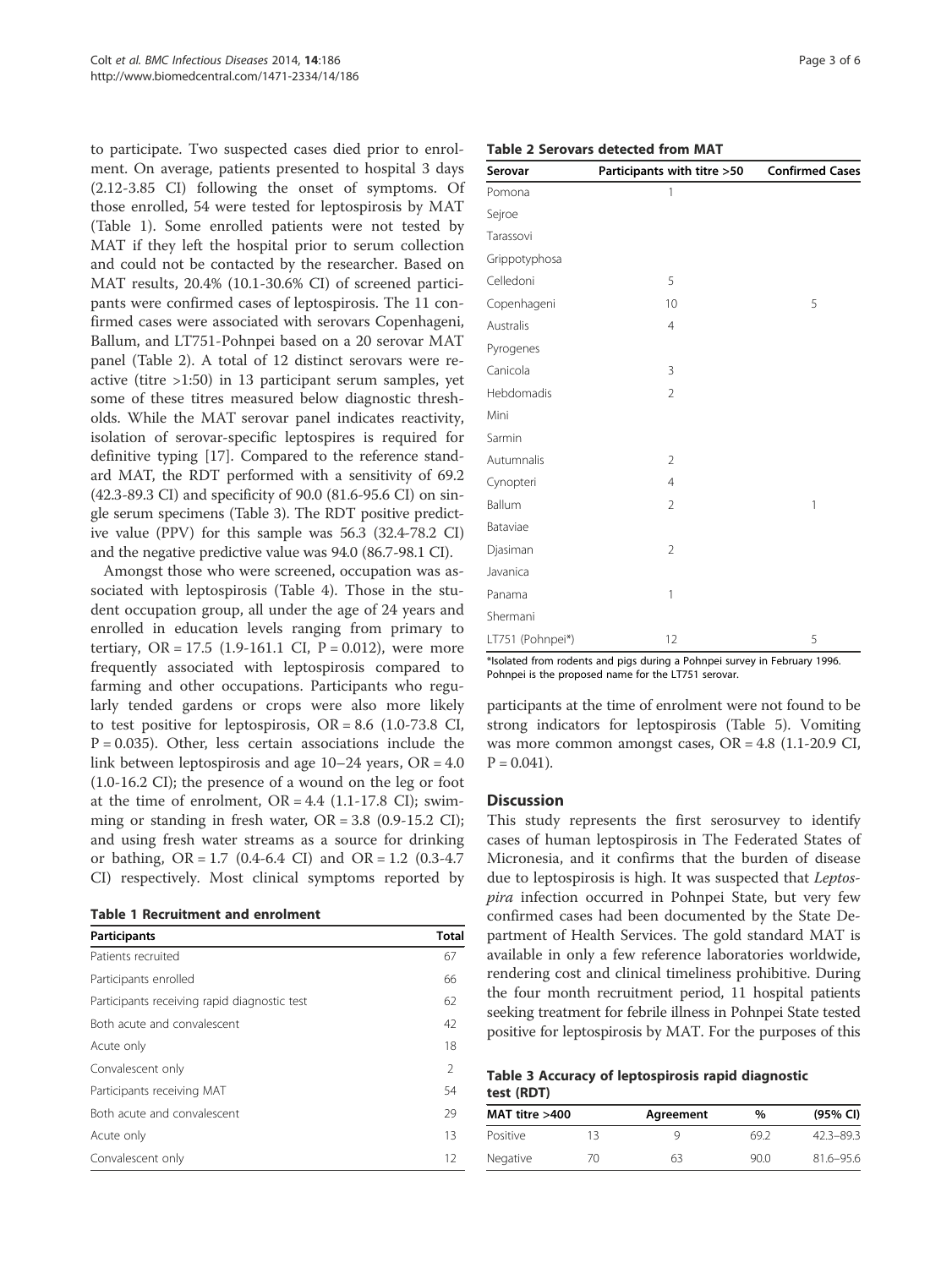to participate. Two suspected cases died prior to enrolment. On average, patients presented to hospital 3 days (2.12-3.85 CI) following the onset of symptoms. Of those enrolled, 54 were tested for leptospirosis by MAT (Table 1). Some enrolled patients were not tested by MAT if they left the hospital prior to serum collection and could not be contacted by the researcher. Based on MAT results, 20.4% (10.1-30.6% CI) of screened participants were confirmed cases of leptospirosis. The 11 confirmed cases were associated with serovars Copenhageni, Ballum, and LT751-Pohnpei based on a 20 serovar MAT panel (Table 2). A total of 12 distinct serovars were reactive (titre >1:50) in 13 participant serum samples, yet some of these titres measured below diagnostic thresholds. While the MAT serovar panel indicates reactivity, isolation of serovar-specific leptospires is required for definitive typing [17]. Compared to the reference standard MAT, the RDT performed with a sensitivity of 69.2 (42.3-89.3 CI) and specificity of 90.0 (81.6-95.6 CI) on single serum specimens (Table 3). The RDT positive predictive value (PPV) for this sample was 56.3 (32.4-78.2 CI) and the negative predictive value was 94.0 (86.7-98.1 CI).

Amongst those who were screened, occupation was associated with leptospirosis (Table 4). Those in the student occupation group, all under the age of 24 years and enrolled in education levels ranging from primary to tertiary, OR = 17.5 (1.9-161.1 CI, P = 0.012), were more frequently associated with leptospirosis compared to farming and other occupations. Participants who regularly tended gardens or crops were also more likely to test positive for leptospirosis, OR = 8.6 (1.0-73.8 CI, P = 0.035). Other, less certain associations include the link between leptospirosis and age 10–24 years, OR = 4.0 (1.0-16.2 CI); the presence of a wound on the leg or foot at the time of enrolment, OR = 4.4 (1.1-17.8 CI); swimming or standing in fresh water, OR = 3.8 (0.9-15.2 CI); and using fresh water streams as a source for drinking or bathing, OR = 1.7 (0.4-6.4 CI) and OR = 1.2 (0.3-4.7 CI) respectively. Most clinical symptoms reported by participants at the time of enrolment were not found to be strong indicators for leptospirosis (Table 5). Vomiting was more common amongst cases, OR = 4.8 (1.1-20.9 CI, P = 0.041).

**Table 1 Recruitment and enrolment**

| Participants | Total |
|---|---|
| Patients recruited | 67 |
| Participants enrolled | 66 |
| Participants receiving rapid diagnostic test | 62 |
| Both acute and convalescent | 42 |
| Acute only | 18 |
| Convalescent only | 2 |
| Participants receiving MAT | 54 |
| Both acute and convalescent | 29 |
| Acute only | 13 |
| Convalescent only | 12 |

**Table 2 Serovars detected from MAT**

| Serovar | Participants with titre >50 | Confirmed Cases |
|---|---|---|
| Pomona | 1 | |
| Sejroe | | |
| Tarassovi | | |
| Grippotyphosa | | |
| Celledoni | 5 | |
| Copenhageni | 10 | 5 |
| Australis | 4 | |
| Pyrogenes | | |
| Canicola | 3 | |
| Hebdomadis | 2 | |
| Mini | | |
| Sarmin | | |
| Autumnalis | 2 | |
| Cynopteri | 4 | |
| Ballum | 2 | 1 |
| Bataviae | | |
| Djasiman | 2 | |
| Javanica | | |
| Panama | 1 | |
| Shermani | | |
| LT751 (Pohnpei*) | 12 | 5 |

*Isolated from rodents and pigs during a Pohnpei survey in February 1996. Pohnpei is the proposed name for the LT751 serovar.

## Discussion

This study represents the first serosurvey to identify cases of human leptospirosis in The Federated States of Micronesia, and it confirms that the burden of disease due to leptospirosis is high. It was suspected that *Leptospira* infection occurred in Pohnpei State, but very few confirmed cases had been documented by the State Department of Health Services. The gold standard MAT is available in only a few reference laboratories worldwide, rendering cost and clinical timeliness prohibitive. During the four month recruitment period, 11 hospital patients seeking treatment for febrile illness in Pohnpei State tested positive for leptospirosis by MAT. For the purposes of this

**Table 3 Accuracy of leptospirosis rapid diagnostic test (RDT)**

| MAT titre >400 | | Agreement | % | (95% CI) |
|---|---|---|---|---|
| Positive | 13 | 9 | 69.2 | 42.3–89.3 |
| Negative | 70 | 63 | 90.0 | 81.6–95.6 |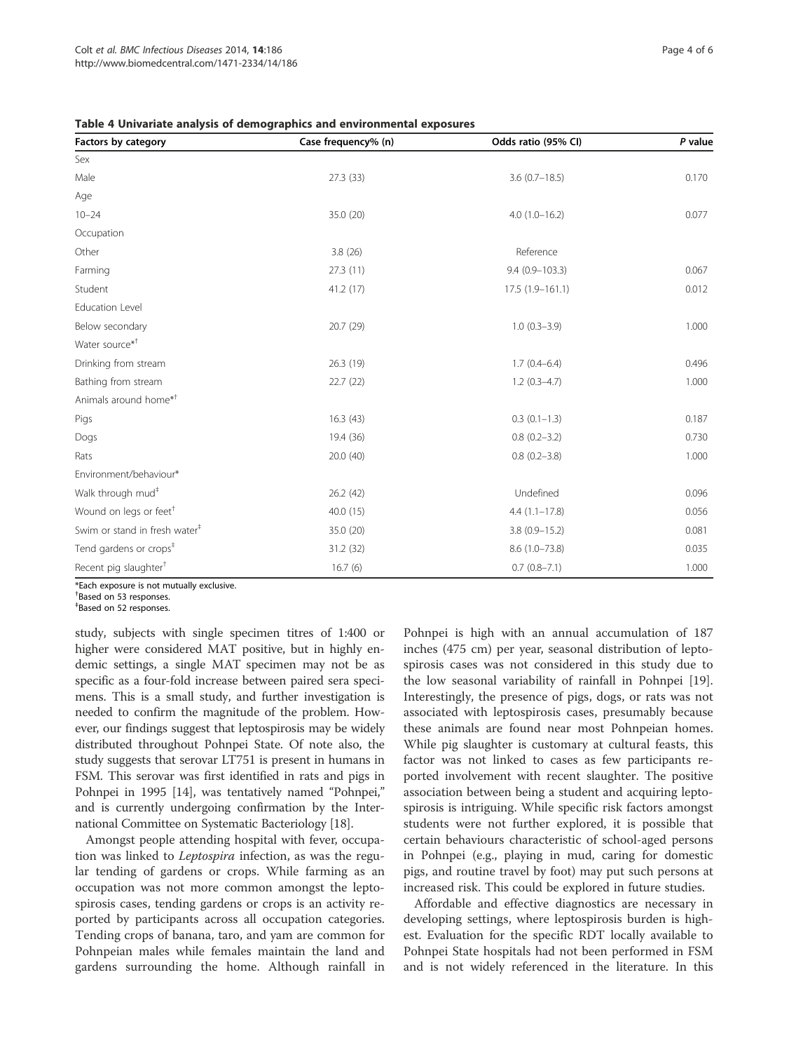**Table 4 Univariate analysis of demographics and environmental exposures**

| Factors by category | Case frequency% (n) | Odds ratio (95% CI) | *P* value |
|---|---|---|---|
| Sex | | | |
| Male | 27.3 (33) | 3.6 (0.7–18.5) | 0.170 |
| Age | | | |
| 10–24 | 35.0 (20) | 4.0 (1.0–16.2) | 0.077 |
| Occupation | | | |
| Other | 3.8 (26) | Reference | |
| Farming | 27.3 (11) | 9.4 (0.9–103.3) | 0.067 |
| Student | 41.2 (17) | 17.5 (1.9–161.1) | 0.012 |
| Education Level | | | |
| Below secondary | 20.7 (29) | 1.0 (0.3–3.9) | 1.000 |
| Water source*[†] | | | |
| Drinking from stream | 26.3 (19) | 1.7 (0.4–6.4) | 0.496 |
| Bathing from stream | 22.7 (22) | 1.2 (0.3–4.7) | 1.000 |
| Animals around home*[†] | | | |
| Pigs | 16.3 (43) | 0.3 (0.1–1.3) | 0.187 |
| Dogs | 19.4 (36) | 0.8 (0.2–3.2) | 0.730 |
| Rats | 20.0 (40) | 0.8 (0.2–3.8) | 1.000 |
| Environment/behaviour* | | | |
| Walk through mud[‡] | 26.2 (42) | Undefined | 0.096 |
| Wound on legs or feet[†] | 40.0 (15) | 4.4 (1.1–17.8) | 0.056 |
| Swim or stand in fresh water[‡] | 35.0 (20) | 3.8 (0.9–15.2) | 0.081 |
| Tend gardens or crops[‡] | 31.2 (32) | 8.6 (1.0–73.8) | 0.035 |
| Recent pig slaughter[†] | 16.7 (6) | 0.7 (0.8–7.1) | 1.000 |

*Each exposure is not mutually exclusive.
[†]Based on 53 responses.
[‡]Based on 52 responses.

study, subjects with single specimen titres of 1:400 or higher were considered MAT positive, but in highly endemic settings, a single MAT specimen may not be as specific as a four-fold increase between paired sera specimens. This is a small study, and further investigation is needed to confirm the magnitude of the problem. However, our findings suggest that leptospirosis may be widely distributed throughout Pohnpei State. Of note also, the study suggests that serovar LT751 is present in humans in FSM. This serovar was first identified in rats and pigs in Pohnpei in 1995 [14], was tentatively named "Pohnpei," and is currently undergoing confirmation by the International Committee on Systematic Bacteriology [18].

Amongst people attending hospital with fever, occupation was linked to *Leptospira* infection, as was the regular tending of gardens or crops. While farming as an occupation was not more common amongst the leptospirosis cases, tending gardens or crops is an activity reported by participants across all occupation categories. Tending crops of banana, taro, and yam are common for Pohnpeian males while females maintain the land and gardens surrounding the home. Although rainfall in Pohnpei is high with an annual accumulation of 187 inches (475 cm) per year, seasonal distribution of leptospirosis cases was not considered in this study due to the low seasonal variability of rainfall in Pohnpei [19]. Interestingly, the presence of pigs, dogs, or rats was not associated with leptospirosis cases, presumably because these animals are found near most Pohnpeian homes. While pig slaughter is customary at cultural feasts, this factor was not linked to cases as few participants reported involvement with recent slaughter. The positive association between being a student and acquiring leptospirosis is intriguing. While specific risk factors amongst students were not further explored, it is possible that certain behaviours characteristic of school-aged persons in Pohnpei (e.g., playing in mud, caring for domestic pigs, and routine travel by foot) may put such persons at increased risk. This could be explored in future studies.

Affordable and effective diagnostics are necessary in developing settings, where leptospirosis burden is highest. Evaluation for the specific RDT locally available to Pohnpei State hospitals had not been performed in FSM and is not widely referenced in the literature. In this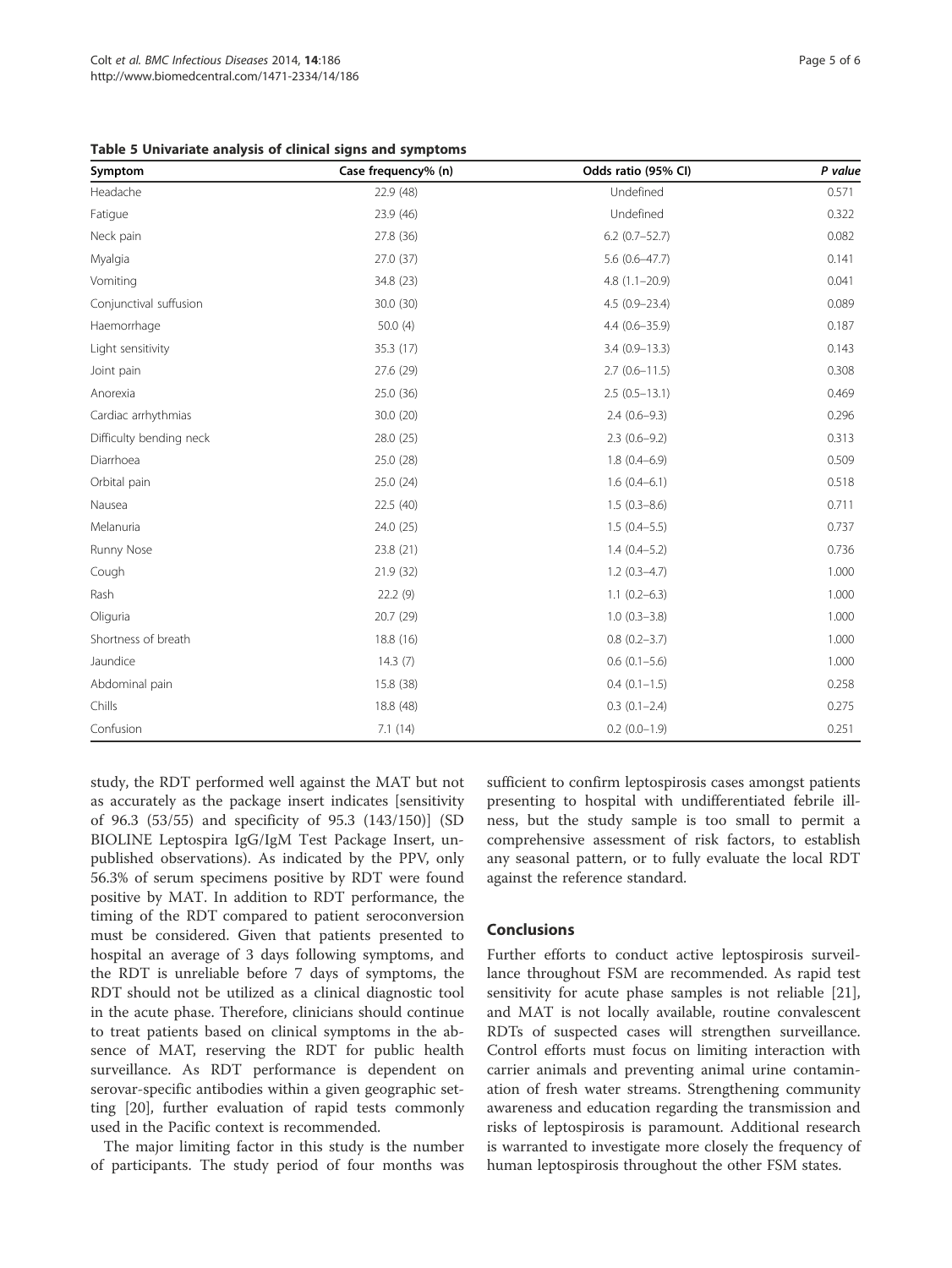**Table 5 Univariate analysis of clinical signs and symptoms**

| Symptom | Case frequency% (n) | Odds ratio (95% CI) | *P value* |
|---|---|---|---|
| Headache | 22.9 (48) | Undefined | 0.571 |
| Fatigue | 23.9 (46) | Undefined | 0.322 |
| Neck pain | 27.8 (36) | 6.2 (0.7–52.7) | 0.082 |
| Myalgia | 27.0 (37) | 5.6 (0.6–47.7) | 0.141 |
| Vomiting | 34.8 (23) | 4.8 (1.1–20.9) | 0.041 |
| Conjunctival suffusion | 30.0 (30) | 4.5 (0.9–23.4) | 0.089 |
| Haemorrhage | 50.0 (4) | 4.4 (0.6–35.9) | 0.187 |
| Light sensitivity | 35.3 (17) | 3.4 (0.9–13.3) | 0.143 |
| Joint pain | 27.6 (29) | 2.7 (0.6–11.5) | 0.308 |
| Anorexia | 25.0 (36) | 2.5 (0.5–13.1) | 0.469 |
| Cardiac arrhythmias | 30.0 (20) | 2.4 (0.6–9.3) | 0.296 |
| Difficulty bending neck | 28.0 (25) | 2.3 (0.6–9.2) | 0.313 |
| Diarrhoea | 25.0 (28) | 1.8 (0.4–6.9) | 0.509 |
| Orbital pain | 25.0 (24) | 1.6 (0.4–6.1) | 0.518 |
| Nausea | 22.5 (40) | 1.5 (0.3–8.6) | 0.711 |
| Melanuria | 24.0 (25) | 1.5 (0.4–5.5) | 0.737 |
| Runny Nose | 23.8 (21) | 1.4 (0.4–5.2) | 0.736 |
| Cough | 21.9 (32) | 1.2 (0.3–4.7) | 1.000 |
| Rash | 22.2 (9) | 1.1 (0.2–6.3) | 1.000 |
| Oliguria | 20.7 (29) | 1.0 (0.3–3.8) | 1.000 |
| Shortness of breath | 18.8 (16) | 0.8 (0.2–3.7) | 1.000 |
| Jaundice | 14.3 (7) | 0.6 (0.1–5.6) | 1.000 |
| Abdominal pain | 15.8 (38) | 0.4 (0.1–1.5) | 0.258 |
| Chills | 18.8 (48) | 0.3 (0.1–2.4) | 0.275 |
| Confusion | 7.1 (14) | 0.2 (0.0–1.9) | 0.251 |

study, the RDT performed well against the MAT but not as accurately as the package insert indicates [sensitivity of 96.3 (53/55) and specificity of 95.3 (143/150)] (SD BIOLINE Leptospira IgG/IgM Test Package Insert, unpublished observations). As indicated by the PPV, only 56.3% of serum specimens positive by RDT were found positive by MAT. In addition to RDT performance, the timing of the RDT compared to patient seroconversion must be considered. Given that patients presented to hospital an average of 3 days following symptoms, and the RDT is unreliable before 7 days of symptoms, the RDT should not be utilized as a clinical diagnostic tool in the acute phase. Therefore, clinicians should continue to treat patients based on clinical symptoms in the absence of MAT, reserving the RDT for public health surveillance. As RDT performance is dependent on serovar-specific antibodies within a given geographic setting [20], further evaluation of rapid tests commonly used in the Pacific context is recommended.

The major limiting factor in this study is the number of participants. The study period of four months was sufficient to confirm leptospirosis cases amongst patients presenting to hospital with undifferentiated febrile illness, but the study sample is too small to permit a comprehensive assessment of risk factors, to establish any seasonal pattern, or to fully evaluate the local RDT against the reference standard.

## Conclusions

Further efforts to conduct active leptospirosis surveillance throughout FSM are recommended. As rapid test sensitivity for acute phase samples is not reliable [21], and MAT is not locally available, routine convalescent RDTs of suspected cases will strengthen surveillance. Control efforts must focus on limiting interaction with carrier animals and preventing animal urine contamination of fresh water streams. Strengthening community awareness and education regarding the transmission and risks of leptospirosis is paramount. Additional research is warranted to investigate more closely the frequency of human leptospirosis throughout the other FSM states.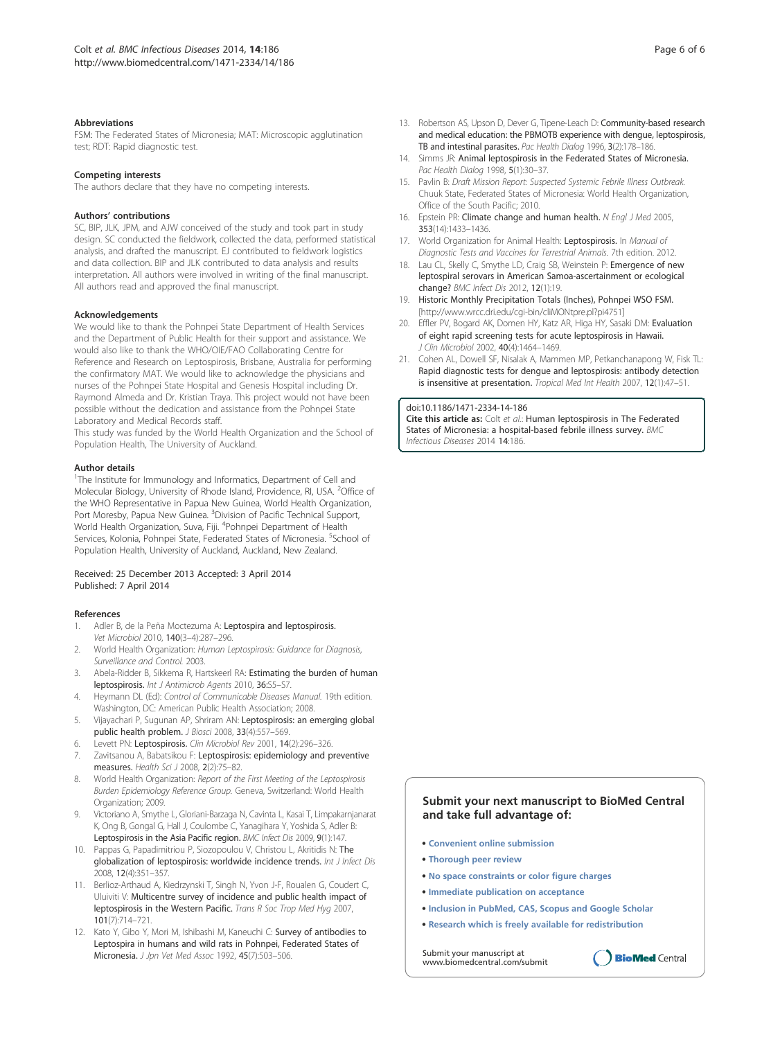### Abbreviations

FSM: The Federated States of Micronesia; MAT: Microscopic agglutination test; RDT: Rapid diagnostic test.

### Competing interests

The authors declare that they have no competing interests.

### Authors' contributions

SC, BIP, JLK, JPM, and AJW conceived of the study and took part in study design. SC conducted the fieldwork, collected the data, performed statistical analysis, and drafted the manuscript. EJ contributed to fieldwork logistics and data collection. BIP and JLK contributed to data analysis and results interpretation. All authors were involved in writing of the final manuscript. All authors read and approved the final manuscript.

### Acknowledgements

We would like to thank the Pohnpei State Department of Health Services and the Department of Public Health for their support and assistance. We would also like to thank the WHO/OIE/FAO Collaborating Centre for Reference and Research on Leptospirosis, Brisbane, Australia for performing the confirmatory MAT. We would like to acknowledge the physicians and nurses of the Pohnpei State Hospital and Genesis Hospital including Dr. Raymond Almeda and Dr. Kristian Traya. This project would not have been possible without the dedication and assistance from the Pohnpei State Laboratory and Medical Records staff.

This study was funded by the World Health Organization and the School of Population Health, The University of Auckland.

### Author details

[1]The Institute for Immunology and Informatics, Department of Cell and Molecular Biology, University of Rhode Island, Providence, RI, USA. [2]Office of the WHO Representative in Papua New Guinea, World Health Organization, Port Moresby, Papua New Guinea. [3]Division of Pacific Technical Support, World Health Organization, Suva, Fiji. [4]Pohnpei Department of Health Services, Kolonia, Pohnpei State, Federated States of Micronesia. [5]School of Population Health, University of Auckland, Auckland, New Zealand.

Received: 25 December 2013 Accepted: 3 April 2014
Published: 7 April 2014

### References

1. Adler B, de la Peña Moctezuma A: **Leptospira and leptospirosis.** *Vet Microbiol* 2010, **140**(3–4):287–296.
2. World Health Organization: *Human Leptospirosis: Guidance for Diagnosis, Surveillance and Control.* 2003.
3. Abela-Ridder B, Sikkema R, Hartskeerl RA: **Estimating the burden of human leptospirosis.** *Int J Antimicrob Agents* 2010, **36:**S5–S7.
4. Heymann DL (Ed): *Control of Communicable Diseases Manual.* 19th edition. Washington, DC: American Public Health Association; 2008.
5. Vijayachari P, Sugunan AP, Shriram AN: **Leptospirosis: an emerging global public health problem.** *J Biosci* 2008, **33**(4):557–569.
6. Levett PN: **Leptospirosis.** *Clin Microbiol Rev* 2001, **14**(2):296–326.
7. Zavitsanou A, Babatsikou F: **Leptospirosis: epidemiology and preventive measures.** *Health Sci J* 2008, **2**(2):75–82.
8. World Health Organization: *Report of the First Meeting of the Leptospirosis Burden Epidemiology Reference Group.* Geneva, Switzerland: World Health Organization; 2009.
9. Victoriano A, Smythe L, Gloriani-Barzaga N, Cavinta L, Kasai T, Limpakarnjanarat K, Ong B, Gongal G, Hall J, Coulombe C, Yanagihara Y, Yoshida S, Adler B: **Leptospirosis in the Asia Pacific region.** *BMC Infect Dis* 2009, **9**(1):147.
10. Pappas G, Papadimitriou P, Siozopoulou V, Christou L, Akritidis N: **The globalization of leptospirosis: worldwide incidence trends.** *Int J Infect Dis* 2008, **12**(4):351–357.
11. Berlioz-Arthaud A, Kiedrzynski T, Singh N, Yvon J-F, Roualen G, Coudert C, Uluiviti V: **Multicentre survey of incidence and public health impact of leptospirosis in the Western Pacific.** *Trans R Soc Trop Med Hyg* 2007, **101**(7):714–721.
12. Kato Y, Gibo Y, Mori M, Ishibashi M, Kaneuchi C: **Survey of antibodies to Leptospira in humans and wild rats in Pohnpei, Federated States of Micronesia.** *J Jpn Vet Med Assoc* 1992, **45**(7):503–506.
13. Robertson AS, Upson D, Dever G, Tipene-Leach D: **Community-based research and medical education: the PBMOTB experience with dengue, leptospirosis, TB and intestinal parasites.** *Pac Health Dialog* 1996, **3**(2):178–186.
14. Simms JR: **Animal leptospirosis in the Federated States of Micronesia.** *Pac Health Dialog* 1998, **5**(1):30–37.
15. Pavlin B: *Draft Mission Report: Suspected Systemic Febrile Illness Outbreak.* Chuuk State, Federated States of Micronesia: World Health Organization, Office of the South Pacific; 2010.
16. Epstein PR: **Climate change and human health.** *N Engl J Med* 2005, **353**(14):1433–1436.
17. World Organization for Animal Health: **Leptospirosis.** In *Manual of Diagnostic Tests and Vaccines for Terrestrial Animals.* 7th edition. 2012.
18. Lau CL, Skelly C, Smythe LD, Craig SB, Weinstein P: **Emergence of new leptospiral serovars in American Samoa-ascertainment or ecological change?** *BMC Infect Dis* 2012, **12**(1):19.
19. **Historic Monthly Precipitation Totals (Inches), Pohnpei WSO FSM.** [http://www.wrcc.dri.edu/cgi-bin/cliMONtpre.pl?pi4751]
20. Effler PV, Bogard AK, Domen HY, Katz AR, Higa HY, Sasaki DM: **Evaluation of eight rapid screening tests for acute leptospirosis in Hawaii.** *J Clin Microbiol* 2002, **40**(4):1464–1469.
21. Cohen AL, Dowell SF, Nisalak A, Mammen MP, Petkanchanapong W, Fisk TL: **Rapid diagnostic tests for dengue and leptospirosis: antibody detection is insensitive at presentation.** *Tropical Med Int Health* 2007, **12**(1):47–51.

doi:10.1186/1471-2334-14-186

**Cite this article as:** Colt *et al.*: Human leptospirosis in The Federated States of Micronesia: a hospital-based febrile illness survey. *BMC Infectious Diseases* 2014 **14**:186.